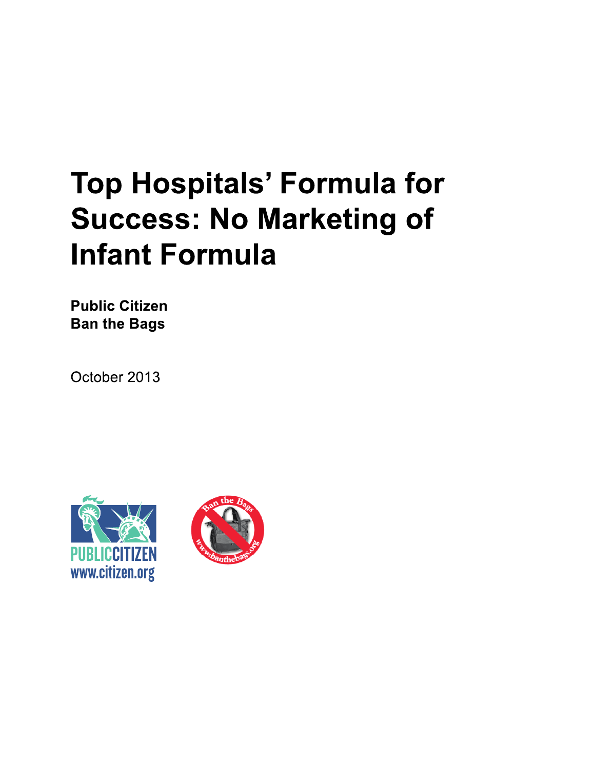# Top Hospitals' Formula for Success: No Marketing of Infant Formula

**Public Citizen**
**Ban the Bags**

October 2013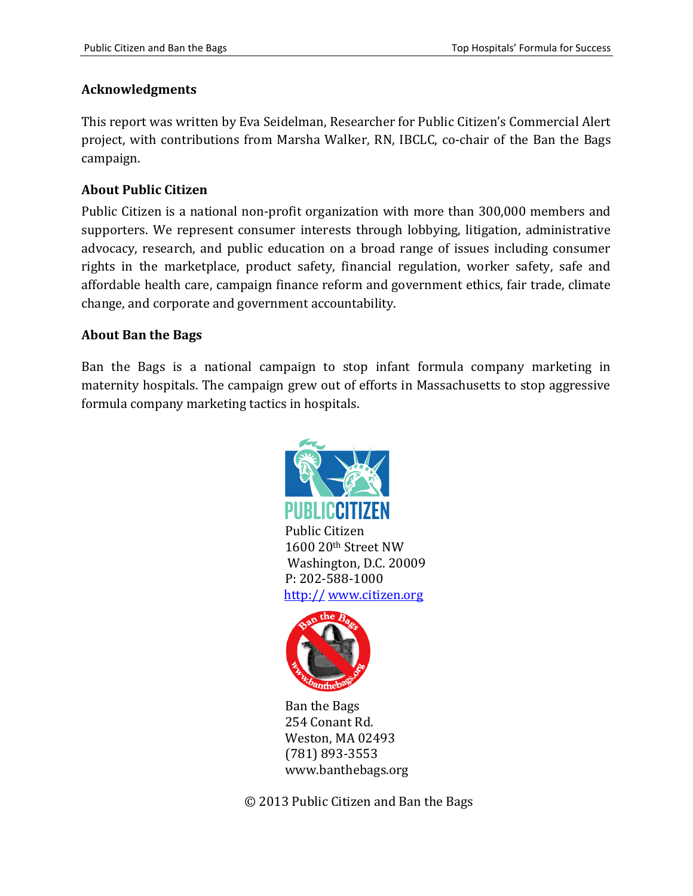## Acknowledgments

This report was written by Eva Seidelman, Researcher for Public Citizen's Commercial Alert project, with contributions from Marsha Walker, RN, IBCLC, co-chair of the Ban the Bags campaign.

## About Public Citizen

Public Citizen is a national non-profit organization with more than 300,000 members and supporters. We represent consumer interests through lobbying, litigation, administrative advocacy, research, and public education on a broad range of issues including consumer rights in the marketplace, product safety, financial regulation, worker safety, safe and affordable health care, campaign finance reform and government ethics, fair trade, climate change, and corporate and government accountability.

## About Ban the Bags

Ban the Bags is a national campaign to stop infant formula company marketing in maternity hospitals. The campaign grew out of efforts in Massachusetts to stop aggressive formula company marketing tactics in hospitals.

Public Citizen
1600 20th Street NW
Washington, D.C. 20009
P: 202-588-1000
http:// www.citizen.org

Ban the Bags
254 Conant Rd.
Weston, MA 02493
(781) 893-3553
www.banthebags.org

© 2013 Public Citizen and Ban the Bags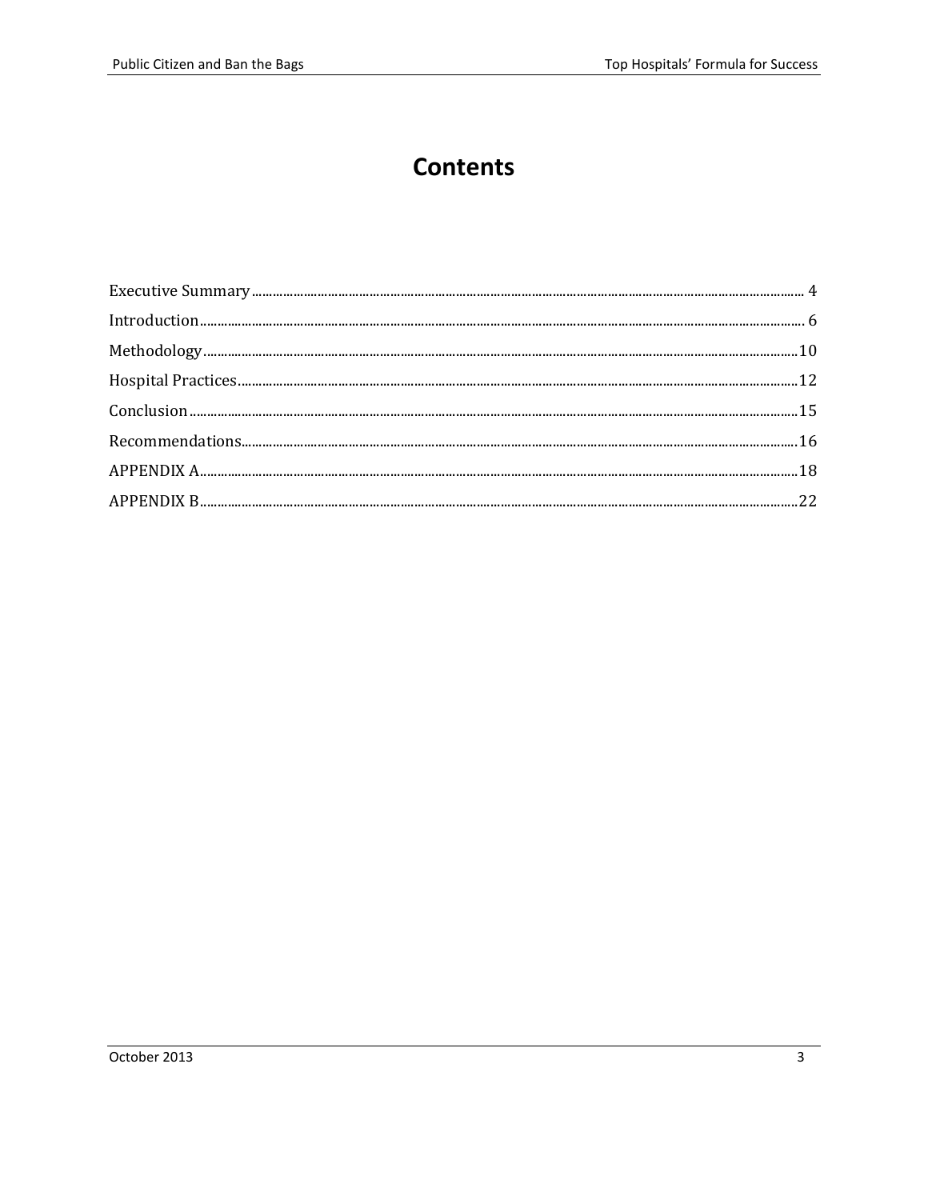# Contents

Executive Summary ........................................................................ 4

Introduction ........................................................................ 6

Methodology ........................................................................ 10

Hospital Practices ........................................................................ 12

Conclusion ........................................................................ 15

Recommendations ........................................................................ 16

APPENDIX A ........................................................................ 18

APPENDIX B ........................................................................ 22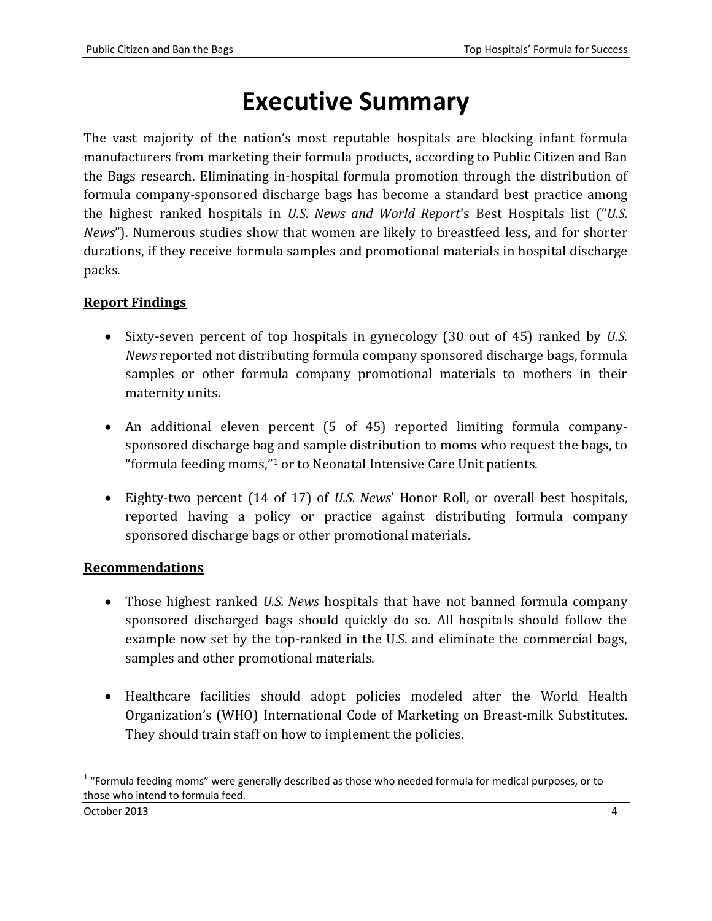# Executive Summary

The vast majority of the nation's most reputable hospitals are blocking infant formula manufacturers from marketing their formula products, according to Public Citizen and Ban the Bags research. Eliminating in-hospital formula promotion through the distribution of formula company-sponsored discharge bags has become a standard best practice among the highest ranked hospitals in *U.S. News and World Report*'s Best Hospitals list ("*U.S. News*"). Numerous studies show that women are likely to breastfeed less, and for shorter durations, if they receive formula samples and promotional materials in hospital discharge packs.

**Report Findings**

- Sixty-seven percent of top hospitals in gynecology (30 out of 45) ranked by *U.S. News* reported not distributing formula company sponsored discharge bags, formula samples or other formula company promotional materials to mothers in their maternity units.

- An additional eleven percent (5 of 45) reported limiting formula company-sponsored discharge bag and sample distribution to moms who request the bags, to "formula feeding moms,"[1] or to Neonatal Intensive Care Unit patients.

- Eighty-two percent (14 of 17) of *U.S. News*' Honor Roll, or overall best hospitals, reported having a policy or practice against distributing formula company sponsored discharge bags or other promotional materials.

**Recommendations**

- Those highest ranked *U.S. News* hospitals that have not banned formula company sponsored discharged bags should quickly do so. All hospitals should follow the example now set by the top-ranked in the U.S. and eliminate the commercial bags, samples and other promotional materials.

- Healthcare facilities should adopt policies modeled after the World Health Organization's (WHO) International Code of Marketing on Breast-milk Substitutes. They should train staff on how to implement the policies.

---

[1] "Formula feeding moms" were generally described as those who needed formula for medical purposes, or to those who intend to formula feed.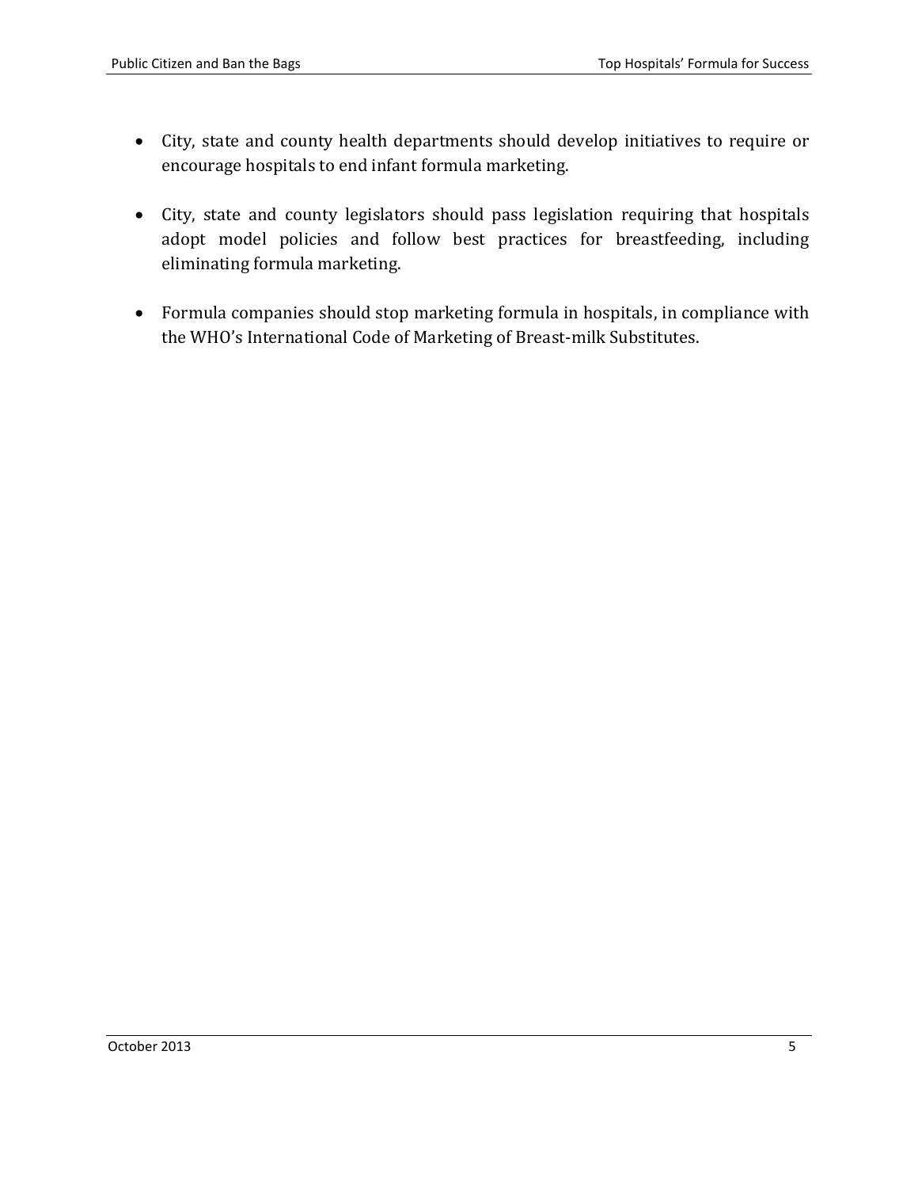- City, state and county health departments should develop initiatives to require or encourage hospitals to end infant formula marketing.

- City, state and county legislators should pass legislation requiring that hospitals adopt model policies and follow best practices for breastfeeding, including eliminating formula marketing.

- Formula companies should stop marketing formula in hospitals, in compliance with the WHO's International Code of Marketing of Breast-milk Substitutes.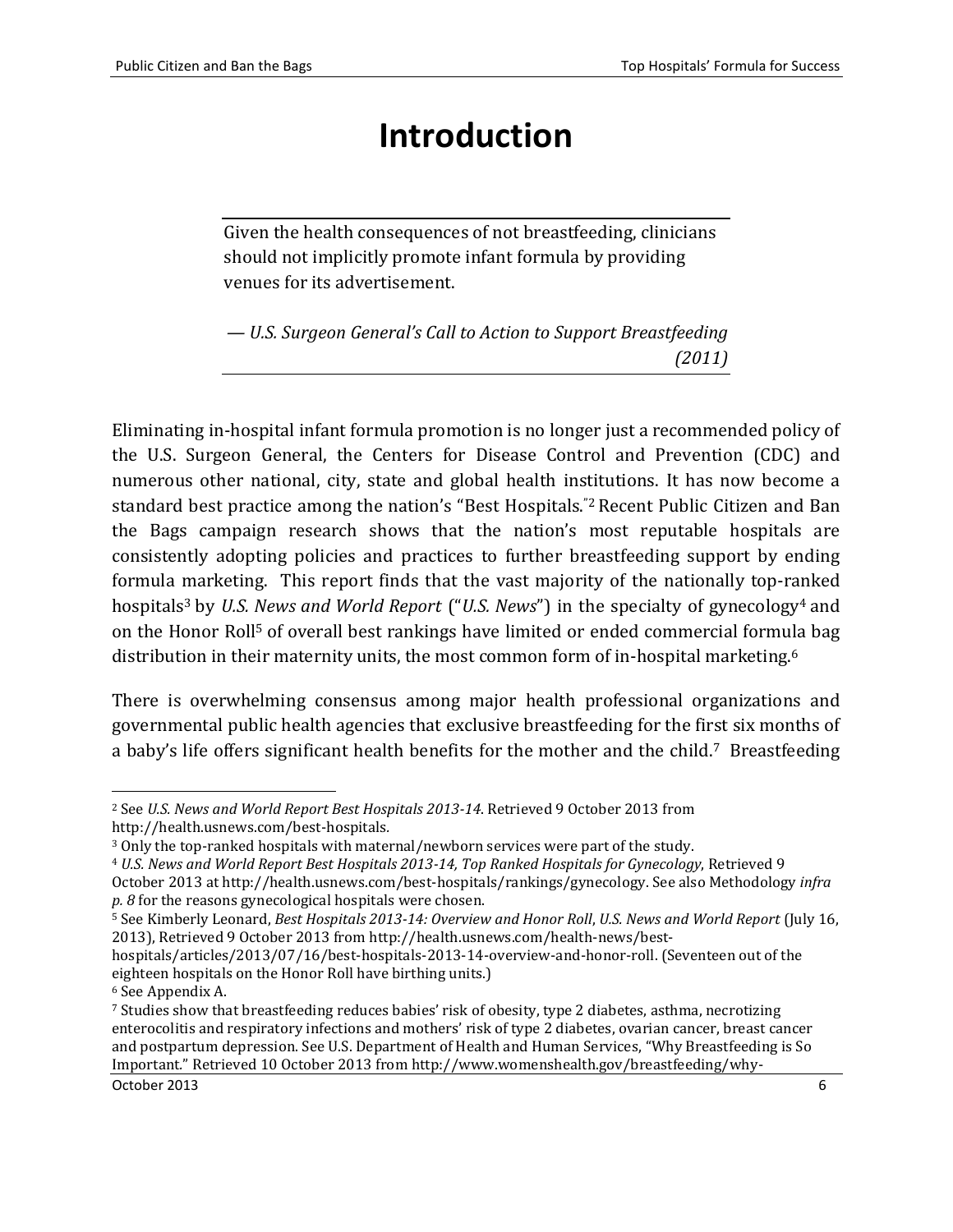# Introduction

> Given the health consequences of not breastfeeding, clinicians should not implicitly promote infant formula by providing venues for its advertisement.
>
> — *U.S. Surgeon General's Call to Action to Support Breastfeeding (2011)*

Eliminating in-hospital infant formula promotion is no longer just a recommended policy of the U.S. Surgeon General, the Centers for Disease Control and Prevention (CDC) and numerous other national, city, state and global health institutions. It has now become a standard best practice among the nation's "Best Hospitals."[2] Recent Public Citizen and Ban the Bags campaign research shows that the nation's most reputable hospitals are consistently adopting policies and practices to further breastfeeding support by ending formula marketing. This report finds that the vast majority of the nationally top-ranked hospitals[3] by *U.S. News and World Report* ("*U.S. News*") in the specialty of gynecology[4] and on the Honor Roll[5] of overall best rankings have limited or ended commercial formula bag distribution in their maternity units, the most common form of in-hospital marketing.[6]

There is overwhelming consensus among major health professional organizations and governmental public health agencies that exclusive breastfeeding for the first six months of a baby's life offers significant health benefits for the mother and the child.[7] Breastfeeding

---

[2] See *U.S. News and World Report Best Hospitals 2013-14*. Retrieved 9 October 2013 from http://health.usnews.com/best-hospitals.

[3] Only the top-ranked hospitals with maternal/newborn services were part of the study.

[4] *U.S. News and World Report Best Hospitals 2013-14, Top Ranked Hospitals for Gynecology*, Retrieved 9 October 2013 at http://health.usnews.com/best-hospitals/rankings/gynecology. See also Methodology *infra p. 8* for the reasons gynecological hospitals were chosen.

[5] See Kimberly Leonard, *Best Hospitals 2013-14: Overview and Honor Roll*, *U.S. News and World Report* (July 16, 2013), Retrieved 9 October 2013 from http://health.usnews.com/health-news/best-hospitals/articles/2013/07/16/best-hospitals-2013-14-overview-and-honor-roll. (Seventeen out of the eighteen hospitals on the Honor Roll have birthing units.)

[6] See Appendix A.

[7] Studies show that breastfeeding reduces babies' risk of obesity, type 2 diabetes, asthma, necrotizing enterocolitis and respiratory infections and mothers' risk of type 2 diabetes, ovarian cancer, breast cancer and postpartum depression. See U.S. Department of Health and Human Services, "Why Breastfeeding is So Important." Retrieved 10 October 2013 from http://www.womenshealth.gov/breastfeeding/why-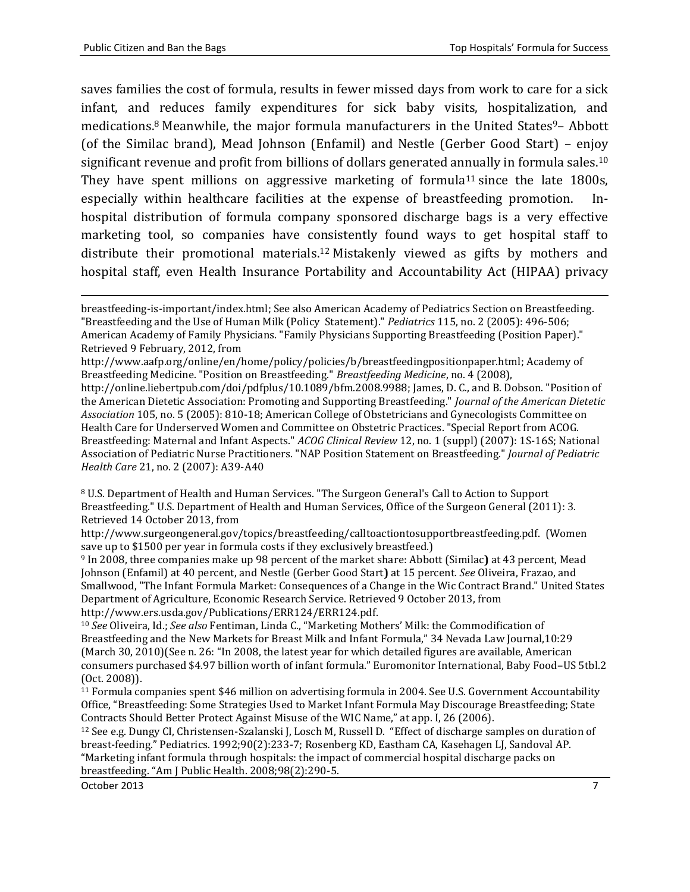saves families the cost of formula, results in fewer missed days from work to care for a sick infant, and reduces family expenditures for sick baby visits, hospitalization, and medications.[8] Meanwhile, the major formula manufacturers in the United States[9]– Abbott (of the Similac brand), Mead Johnson (Enfamil) and Nestle (Gerber Good Start) – enjoy significant revenue and profit from billions of dollars generated annually in formula sales.[10] They have spent millions on aggressive marketing of formula[11] since the late 1800s, especially within healthcare facilities at the expense of breastfeeding promotion. In-hospital distribution of formula company sponsored discharge bags is a very effective marketing tool, so companies have consistently found ways to get hospital staff to distribute their promotional materials.[12] Mistakenly viewed as gifts by mothers and hospital staff, even Health Insurance Portability and Accountability Act (HIPAA) privacy

---

breastfeeding-is-important/index.html; See also American Academy of Pediatrics Section on Breastfeeding. "Breastfeeding and the Use of Human Milk (Policy Statement)." *Pediatrics* 115, no. 2 (2005): 496-506; American Academy of Family Physicians. "Family Physicians Supporting Breastfeeding (Position Paper)." Retrieved 9 February, 2012, from http://www.aafp.org/online/en/home/policy/policies/b/breastfeedingpositionpaper.html; Academy of Breastfeeding Medicine. "Position on Breastfeeding." *Breastfeeding Medicine*, no. 4 (2008), http://online.liebertpub.com/doi/pdfplus/10.1089/bfm.2008.9988; James, D. C., and B. Dobson. "Position of the American Dietetic Association: Promoting and Supporting Breastfeeding." *Journal of the American Dietetic Association* 105, no. 5 (2005): 810-18; American College of Obstetricians and Gynecologists Committee on Health Care for Underserved Women and Committee on Obstetric Practices. "Special Report from ACOG. Breastfeeding: Maternal and Infant Aspects." *ACOG Clinical Review* 12, no. 1 (suppl) (2007): 1S-16S; National Association of Pediatric Nurse Practitioners. "NAP Position Statement on Breastfeeding." *Journal of Pediatric Health Care* 21, no. 2 (2007): A39-A40

[8] U.S. Department of Health and Human Services. "The Surgeon General's Call to Action to Support Breastfeeding." U.S. Department of Health and Human Services, Office of the Surgeon General (2011): 3. Retrieved 14 October 2013, from http://www.surgeongeneral.gov/topics/breastfeeding/calltoactiontosupportbreastfeeding.pdf. (Women save up to $1500 per year in formula costs if they exclusively breastfeed.)

[9] In 2008, three companies make up 98 percent of the market share: Abbott (Similac**)** at 43 percent, Mead Johnson (Enfamil) at 40 percent, and Nestle (Gerber Good Start**)** at 15 percent. *See* Oliveira, Frazao, and Smallwood, "The Infant Formula Market: Consequences of a Change in the Wic Contract Brand." United States Department of Agriculture, Economic Research Service. Retrieved 9 October 2013, from http://www.ers.usda.gov/Publications/ERR124/ERR124.pdf.

[10] *See* Oliveira, Id.; *See also* Fentiman, Linda C., "Marketing Mothers' Milk: the Commodification of Breastfeeding and the New Markets for Breast Milk and Infant Formula," 34 Nevada Law Journal,10:29 (March 30, 2010)(See n. 26: "In 2008, the latest year for which detailed figures are available, American consumers purchased $4.97 billion worth of infant formula." Euromonitor International, Baby Food–US 5tbl.2 (Oct. 2008)).

[11] Formula companies spent $46 million on advertising formula in 2004. See U.S. Government Accountability Office, "Breastfeeding: Some Strategies Used to Market Infant Formula May Discourage Breastfeeding; State Contracts Should Better Protect Against Misuse of the WIC Name," at app. I, 26 (2006).

[12] See e.g. Dungy CI, Christensen-Szalanski J, Losch M, Russell D. "Effect of discharge samples on duration of breast-feeding." Pediatrics. 1992;90(2):233-7; Rosenberg KD, Eastham CA, Kasehagen LJ, Sandoval AP. "Marketing infant formula through hospitals: the impact of commercial hospital discharge packs on breastfeeding. "Am J Public Health. 2008;98(2):290-5.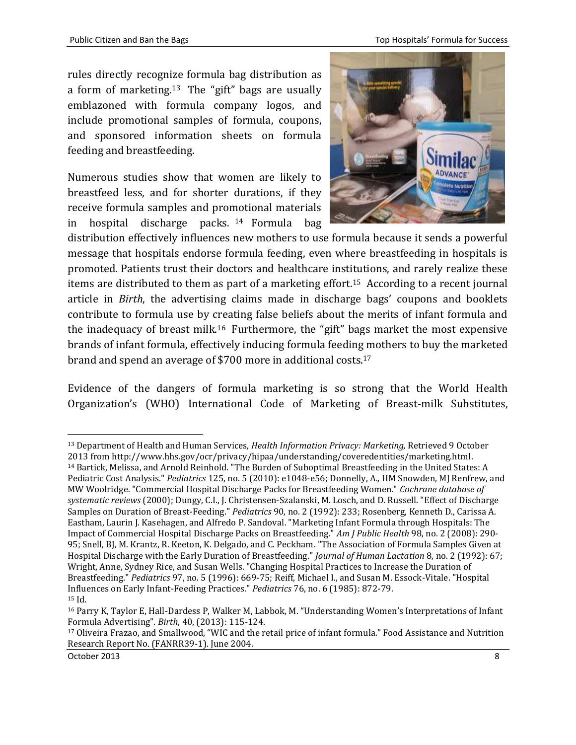rules directly recognize formula bag distribution as a form of marketing.[13] The "gift" bags are usually emblazoned with formula company logos, and include promotional samples of formula, coupons, and sponsored information sheets on formula feeding and breastfeeding.

Numerous studies show that women are likely to breastfeed less, and for shorter durations, if they receive formula samples and promotional materials in hospital discharge packs.[14] Formula bag distribution effectively influences new mothers to use formula because it sends a powerful message that hospitals endorse formula feeding, even where breastfeeding in hospitals is promoted. Patients trust their doctors and healthcare institutions, and rarely realize these items are distributed to them as part of a marketing effort.[15] According to a recent journal article in *Birth*, the advertising claims made in discharge bags' coupons and booklets contribute to formula use by creating false beliefs about the merits of infant formula and the inadequacy of breast milk.[16] Furthermore, the "gift" bags market the most expensive brands of infant formula, effectively inducing formula feeding mothers to buy the marketed brand and spend an average of $700 more in additional costs.[17]

Evidence of the dangers of formula marketing is so strong that the World Health Organization's (WHO) International Code of Marketing of Breast-milk Substitutes,

---

[13] Department of Health and Human Services, *Health Information Privacy: Marketing,* Retrieved 9 October 2013 from http://www.hhs.gov/ocr/privacy/hipaa/understanding/coveredentities/marketing.html.

[14] Bartick, Melissa, and Arnold Reinhold. "The Burden of Suboptimal Breastfeeding in the United States: A Pediatric Cost Analysis." *Pediatrics* 125, no. 5 (2010): e1048-e56; Donnelly, A., HM Snowden, MJ Renfrew, and MW Woolridge. "Commercial Hospital Discharge Packs for Breastfeeding Women." *Cochrane database of systematic reviews* (2000); Dungy, C.I., J. Christensen-Szalanski, M. Losch, and D. Russell. "Effect of Discharge Samples on Duration of Breast-Feeding." *Pediatrics* 90, no. 2 (1992): 233; Rosenberg, Kenneth D., Carissa A. Eastham, Laurin J. Kasehagen, and Alfredo P. Sandoval. "Marketing Infant Formula through Hospitals: The Impact of Commercial Hospital Discharge Packs on Breastfeeding." *Am J Public Health* 98, no. 2 (2008): 290-95; Snell, BJ, M. Krantz, R. Keeton, K. Delgado, and C. Peckham. "The Association of Formula Samples Given at Hospital Discharge with the Early Duration of Breastfeeding." *Journal of Human Lactation* 8, no. 2 (1992): 67; Wright, Anne, Sydney Rice, and Susan Wells. "Changing Hospital Practices to Increase the Duration of Breastfeeding." *Pediatrics* 97, no. 5 (1996): 669-75; Reiff, Michael I., and Susan M. Essock-Vitale. "Hospital Influences on Early Infant-Feeding Practices." *Pediatrics* 76, no. 6 (1985): 872-79.

[15] Id.

[16] Parry K, Taylor E, Hall-Dardess P, Walker M, Labbok, M. "Understanding Women's Interpretations of Infant Formula Advertising". *Birth*, 40, (2013): 115-124.

[17] Oliveira Frazao, and Smallwood, "WIC and the retail price of infant formula." Food Assistance and Nutrition Research Report No. (FANRR39-1). June 2004.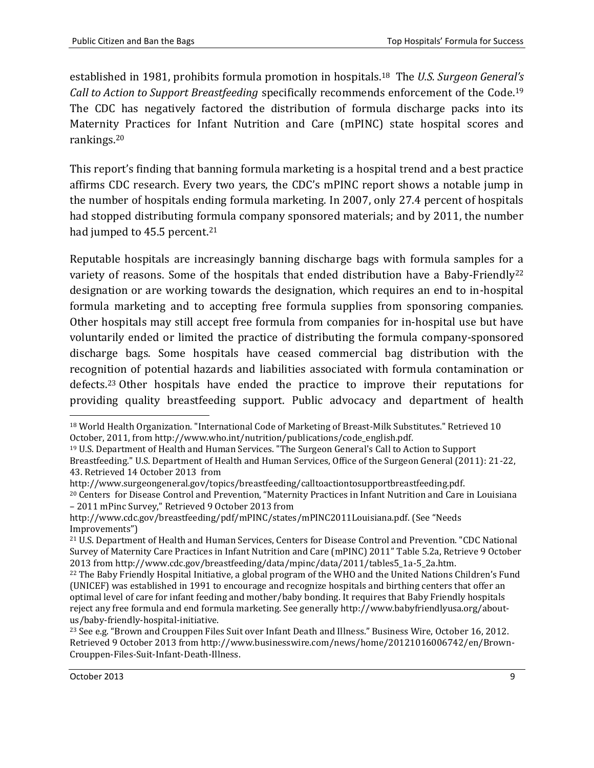established in 1981, prohibits formula promotion in hospitals.[18] The *U.S. Surgeon General's Call to Action to Support Breastfeeding* specifically recommends enforcement of the Code.[19] The CDC has negatively factored the distribution of formula discharge packs into its Maternity Practices for Infant Nutrition and Care (mPINC) state hospital scores and rankings.[20]

This report's finding that banning formula marketing is a hospital trend and a best practice affirms CDC research. Every two years, the CDC's mPINC report shows a notable jump in the number of hospitals ending formula marketing. In 2007, only 27.4 percent of hospitals had stopped distributing formula company sponsored materials; and by 2011, the number had jumped to 45.5 percent.[21]

Reputable hospitals are increasingly banning discharge bags with formula samples for a variety of reasons. Some of the hospitals that ended distribution have a Baby-Friendly[22] designation or are working towards the designation, which requires an end to in-hospital formula marketing and to accepting free formula supplies from sponsoring companies. Other hospitals may still accept free formula from companies for in-hospital use but have voluntarily ended or limited the practice of distributing the formula company-sponsored discharge bags. Some hospitals have ceased commercial bag distribution with the recognition of potential hazards and liabilities associated with formula contamination or defects.[23] Other hospitals have ended the practice to improve their reputations for providing quality breastfeeding support. Public advocacy and department of health

---

[18] World Health Organization. "International Code of Marketing of Breast-Milk Substitutes." Retrieved 10 October, 2011, from http://www.who.int/nutrition/publications/code_english.pdf.

[19] U.S. Department of Health and Human Services. "The Surgeon General's Call to Action to Support Breastfeeding." U.S. Department of Health and Human Services, Office of the Surgeon General (2011): 21-22, 43. Retrieved 14 October 2013 from http://www.surgeongeneral.gov/topics/breastfeeding/calltoactiontosupportbreastfeeding.pdf.

[20] Centers for Disease Control and Prevention, "Maternity Practices in Infant Nutrition and Care in Louisiana – 2011 mPinc Survey," Retrieved 9 October 2013 from http://www.cdc.gov/breastfeeding/pdf/mPINC/states/mPINC2011Louisiana.pdf. (See "Needs Improvements")

[21] U.S. Department of Health and Human Services, Centers for Disease Control and Prevention. "CDC National Survey of Maternity Care Practices in Infant Nutrition and Care (mPINC) 2011" Table 5.2a, Retrieve 9 October 2013 from http://www.cdc.gov/breastfeeding/data/mpinc/data/2011/tables5_1a-5_2a.htm.

[22] The Baby Friendly Hospital Initiative, a global program of the WHO and the United Nations Children's Fund (UNICEF) was established in 1991 to encourage and recognize hospitals and birthing centers that offer an optimal level of care for infant feeding and mother/baby bonding. It requires that Baby Friendly hospitals reject any free formula and end formula marketing. See generally http://www.babyfriendlyusa.org/about-us/baby-friendly-hospital-initiative.

[23] See e.g. "Brown and Crouppen Files Suit over Infant Death and Illness." Business Wire, October 16, 2012. Retrieved 9 October 2013 from http://www.businesswire.com/news/home/20121016006742/en/Brown-Crouppen-Files-Suit-Infant-Death-Illness.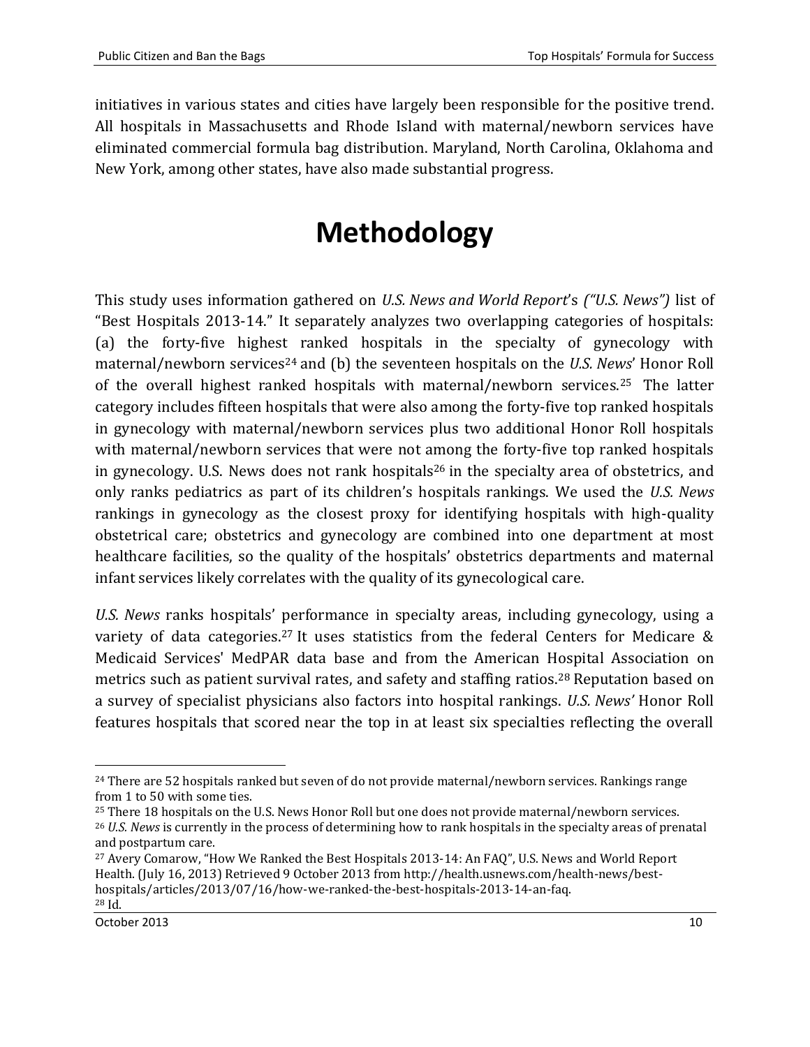initiatives in various states and cities have largely been responsible for the positive trend. All hospitals in Massachusetts and Rhode Island with maternal/newborn services have eliminated commercial formula bag distribution. Maryland, North Carolina, Oklahoma and New York, among other states, have also made substantial progress.

# Methodology

This study uses information gathered on *U.S. News and World Report*'s *("U.S. News")* list of "Best Hospitals 2013-14." It separately analyzes two overlapping categories of hospitals: (a) the forty-five highest ranked hospitals in the specialty of gynecology with maternal/newborn services[24] and (b) the seventeen hospitals on the *U.S. News*' Honor Roll of the overall highest ranked hospitals with maternal/newborn services.[25] The latter category includes fifteen hospitals that were also among the forty-five top ranked hospitals in gynecology with maternal/newborn services plus two additional Honor Roll hospitals with maternal/newborn services that were not among the forty-five top ranked hospitals in gynecology. U.S. News does not rank hospitals[26] in the specialty area of obstetrics, and only ranks pediatrics as part of its children's hospitals rankings. We used the *U.S. News* rankings in gynecology as the closest proxy for identifying hospitals with high-quality obstetrical care; obstetrics and gynecology are combined into one department at most healthcare facilities, so the quality of the hospitals' obstetrics departments and maternal infant services likely correlates with the quality of its gynecological care.

*U.S. News* ranks hospitals' performance in specialty areas, including gynecology, using a variety of data categories.[27] It uses statistics from the federal Centers for Medicare & Medicaid Services' MedPAR data base and from the American Hospital Association on metrics such as patient survival rates, and safety and staffing ratios.[28] Reputation based on a survey of specialist physicians also factors into hospital rankings. *U.S. News'* Honor Roll features hospitals that scored near the top in at least six specialties reflecting the overall

---

[24] There are 52 hospitals ranked but seven of do not provide maternal/newborn services. Rankings range from 1 to 50 with some ties.

[25] There 18 hospitals on the U.S. News Honor Roll but one does not provide maternal/newborn services.

[26] *U.S. News* is currently in the process of determining how to rank hospitals in the specialty areas of prenatal and postpartum care.

[27] Avery Comarow, "How We Ranked the Best Hospitals 2013-14: An FAQ", U.S. News and World Report Health. (July 16, 2013) Retrieved 9 October 2013 from http://health.usnews.com/health-news/best-hospitals/articles/2013/07/16/how-we-ranked-the-best-hospitals-2013-14-an-faq.

[28] Id.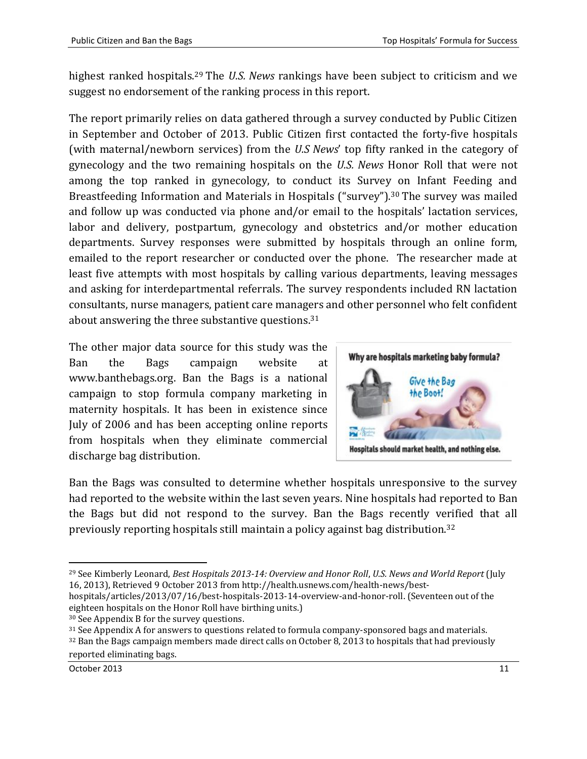highest ranked hospitals.[29] The *U.S. News* rankings have been subject to criticism and we suggest no endorsement of the ranking process in this report.

The report primarily relies on data gathered through a survey conducted by Public Citizen in September and October of 2013. Public Citizen first contacted the forty-five hospitals (with maternal/newborn services) from the *U.S News*' top fifty ranked in the category of gynecology and the two remaining hospitals on the *U.S. News* Honor Roll that were not among the top ranked in gynecology, to conduct its Survey on Infant Feeding and Breastfeeding Information and Materials in Hospitals ("survey").[30] The survey was mailed and follow up was conducted via phone and/or email to the hospitals' lactation services, labor and delivery, postpartum, gynecology and obstetrics and/or mother education departments. Survey responses were submitted by hospitals through an online form, emailed to the report researcher or conducted over the phone. The researcher made at least five attempts with most hospitals by calling various departments, leaving messages and asking for interdepartmental referrals. The survey respondents included RN lactation consultants, nurse managers, patient care managers and other personnel who felt confident about answering the three substantive questions.[31]

The other major data source for this study was the Ban the Bags campaign website at www.banthebags.org. Ban the Bags is a national campaign to stop formula company marketing in maternity hospitals. It has been in existence since July of 2006 and has been accepting online reports from hospitals when they eliminate commercial discharge bag distribution.

Why are hospitals marketing baby formula?

Give the Bag the Boot!

Hospitals should market health, and nothing else.

Ban the Bags was consulted to determine whether hospitals unresponsive to the survey had reported to the website within the last seven years. Nine hospitals had reported to Ban the Bags but did not respond to the survey. Ban the Bags recently verified that all previously reporting hospitals still maintain a policy against bag distribution.[32]

---

[29] See Kimberly Leonard, *Best Hospitals 2013-14: Overview and Honor Roll*, *U.S. News and World Report* (July 16, 2013), Retrieved 9 October 2013 from http://health.usnews.com/health-news/best-hospitals/articles/2013/07/16/best-hospitals-2013-14-overview-and-honor-roll. (Seventeen out of the eighteen hospitals on the Honor Roll have birthing units.)

[30] See Appendix B for the survey questions.

[31] See Appendix A for answers to questions related to formula company-sponsored bags and materials.

[32] Ban the Bags campaign members made direct calls on October 8, 2013 to hospitals that had previously reported eliminating bags.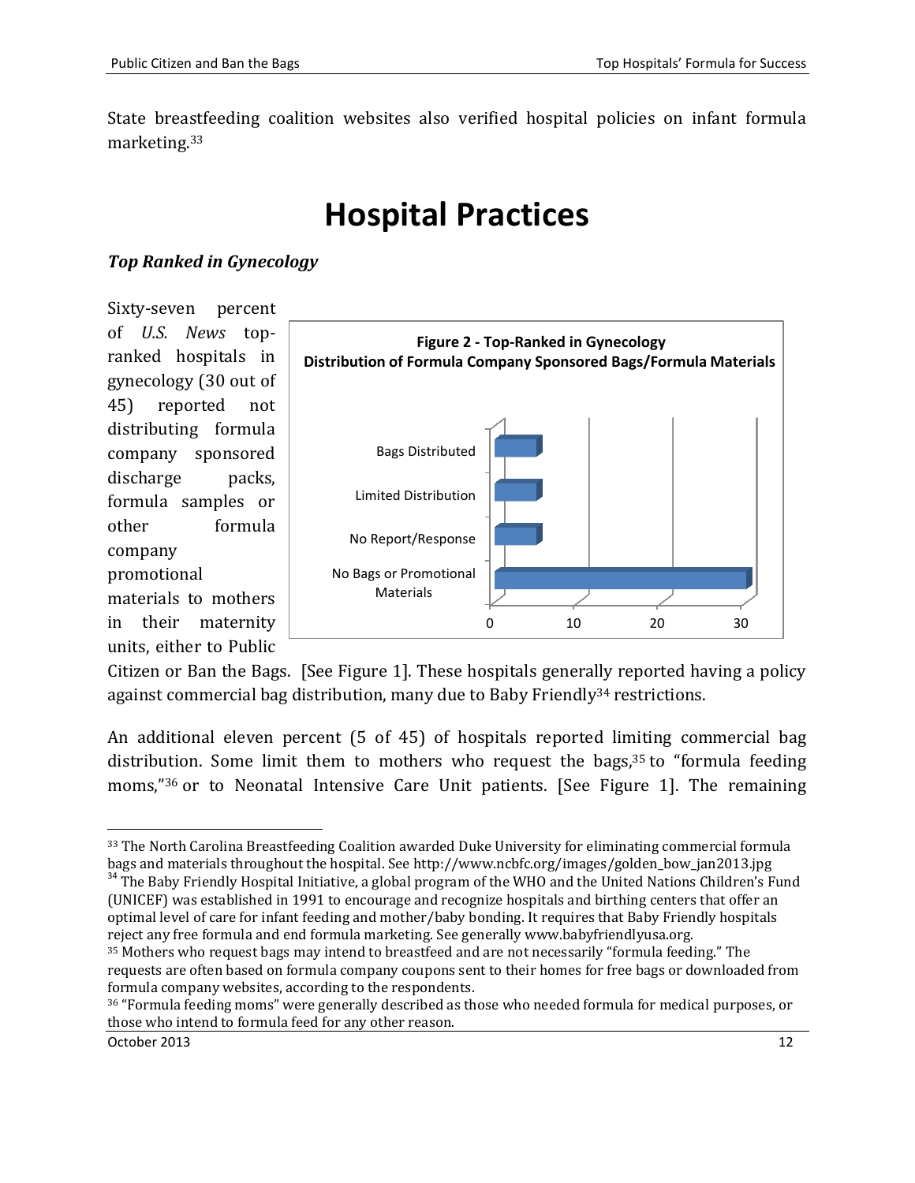State breastfeeding coalition websites also verified hospital policies on infant formula marketing.[33]

# Hospital Practices

### *Top Ranked in Gynecology*

Sixty-seven percent of *U.S. News* top-ranked hospitals in gynecology (30 out of 45) reported not distributing formula company sponsored discharge packs, formula samples or other formula company promotional materials to mothers in their maternity units, either to Public Citizen or Ban the Bags. [See Figure 1]. These hospitals generally reported having a policy against commercial bag distribution, many due to Baby Friendly[34] restrictions.

**Figure 2 - Top-Ranked in Gynecology**
**Distribution of Formula Company Sponsored Bags/Formula Materials**

| Category | Count |
| --- | --- |
| Bags Distributed | 5 |
| Limited Distribution | 5 |
| No Report/Response | 5 |
| No Bags or Promotional Materials | 30 |

An additional eleven percent (5 of 45) of hospitals reported limiting commercial bag distribution. Some limit them to mothers who request the bags,[35] to "formula feeding moms,"[36] or to Neonatal Intensive Care Unit patients. [See Figure 1]. The remaining

---

[33] The North Carolina Breastfeeding Coalition awarded Duke University for eliminating commercial formula bags and materials throughout the hospital. See http://www.ncbfc.org/images/golden_bow_jan2013.jpg

[34] The Baby Friendly Hospital Initiative, a global program of the WHO and the United Nations Children's Fund (UNICEF) was established in 1991 to encourage and recognize hospitals and birthing centers that offer an optimal level of care for infant feeding and mother/baby bonding. It requires that Baby Friendly hospitals reject any free formula and end formula marketing. See generally www.babyfriendlyusa.org.

[35] Mothers who request bags may intend to breastfeed and are not necessarily "formula feeding." The requests are often based on formula company coupons sent to their homes for free bags or downloaded from formula company websites, according to the respondents.

[36] "Formula feeding moms" were generally described as those who needed formula for medical purposes, or those who intend to formula feed for any other reason.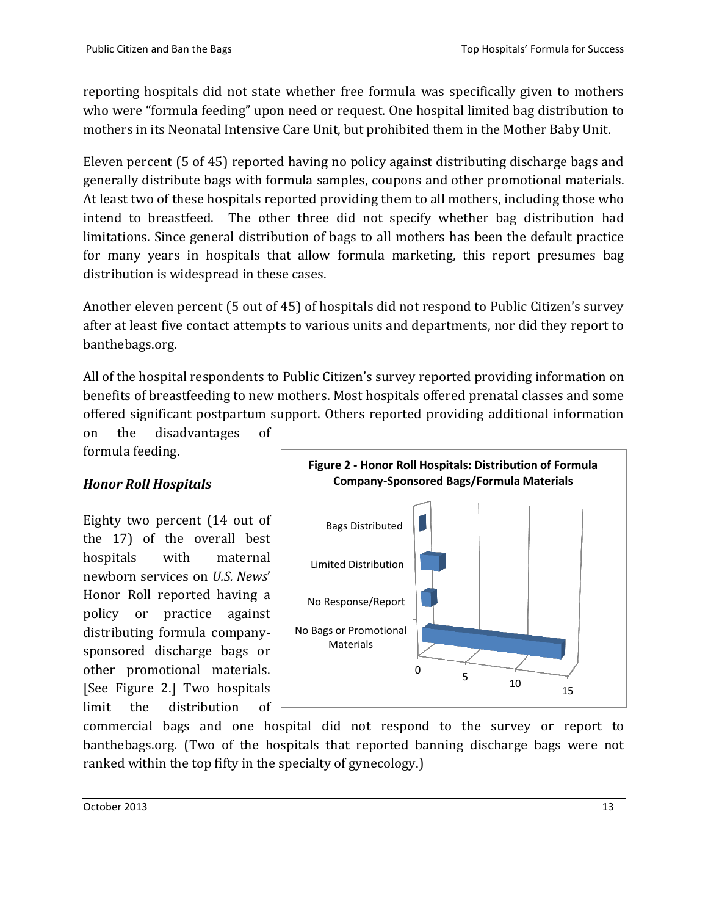reporting hospitals did not state whether free formula was specifically given to mothers who were "formula feeding" upon need or request. One hospital limited bag distribution to mothers in its Neonatal Intensive Care Unit, but prohibited them in the Mother Baby Unit.

Eleven percent (5 of 45) reported having no policy against distributing discharge bags and generally distribute bags with formula samples, coupons and other promotional materials. At least two of these hospitals reported providing them to all mothers, including those who intend to breastfeed. The other three did not specify whether bag distribution had limitations. Since general distribution of bags to all mothers has been the default practice for many years in hospitals that allow formula marketing, this report presumes bag distribution is widespread in these cases.

Another eleven percent (5 out of 45) of hospitals did not respond to Public Citizen's survey after at least five contact attempts to various units and departments, nor did they report to banthebags.org.

All of the hospital respondents to Public Citizen's survey reported providing information on benefits of breastfeeding to new mothers. Most hospitals offered prenatal classes and some offered significant postpartum support. Others reported providing additional information on the disadvantages of formula feeding.

### *Honor Roll Hospitals*

Eighty two percent (14 out of the 17) of the overall best hospitals with maternal newborn services on *U.S. News*' Honor Roll reported having a policy or practice against distributing formula company-sponsored discharge bags or other promotional materials. [See Figure 2.] Two hospitals limit the distribution of commercial bags and one hospital did not respond to the survey or report to banthebags.org. (Two of the hospitals that reported banning discharge bags were not ranked within the top fifty in the specialty of gynecology.)

**Figure 2 - Honor Roll Hospitals: Distribution of Formula Company-Sponsored Bags/Formula Materials**

| Category | Number of Hospitals |
|---|---|
| Bags Distributed | 0 |
| Limited Distribution | 2 |
| No Response/Report | 1 |
| No Bags or Promotional Materials | 14 |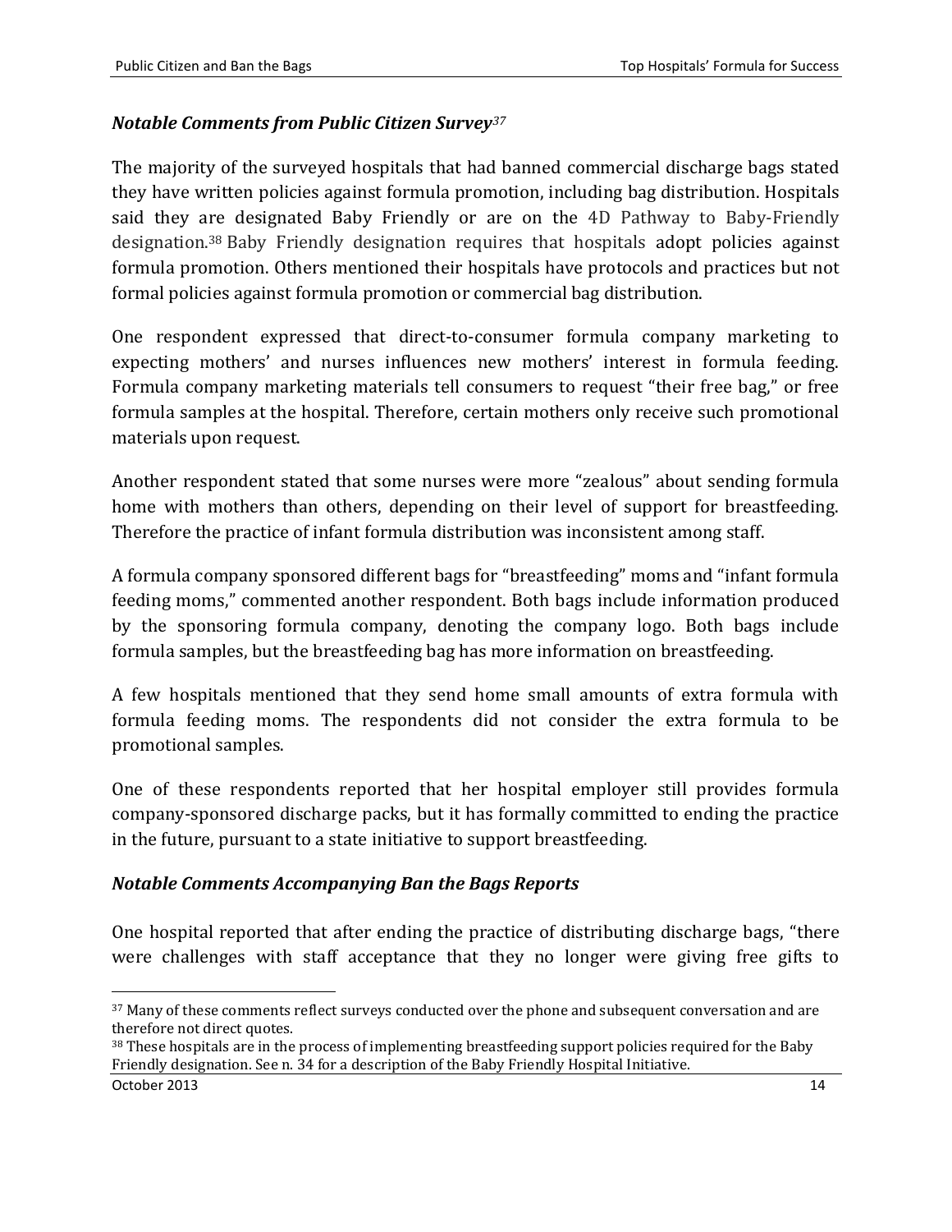### *Notable Comments from Public Citizen Survey*[37]

The majority of the surveyed hospitals that had banned commercial discharge bags stated they have written policies against formula promotion, including bag distribution. Hospitals said they are designated Baby Friendly or are on the 4D Pathway to Baby-Friendly designation.[38] Baby Friendly designation requires that hospitals adopt policies against formula promotion. Others mentioned their hospitals have protocols and practices but not formal policies against formula promotion or commercial bag distribution.

One respondent expressed that direct-to-consumer formula company marketing to expecting mothers' and nurses influences new mothers' interest in formula feeding. Formula company marketing materials tell consumers to request "their free bag," or free formula samples at the hospital. Therefore, certain mothers only receive such promotional materials upon request.

Another respondent stated that some nurses were more "zealous" about sending formula home with mothers than others, depending on their level of support for breastfeeding. Therefore the practice of infant formula distribution was inconsistent among staff.

A formula company sponsored different bags for "breastfeeding" moms and "infant formula feeding moms," commented another respondent. Both bags include information produced by the sponsoring formula company, denoting the company logo. Both bags include formula samples, but the breastfeeding bag has more information on breastfeeding.

A few hospitals mentioned that they send home small amounts of extra formula with formula feeding moms. The respondents did not consider the extra formula to be promotional samples.

One of these respondents reported that her hospital employer still provides formula company-sponsored discharge packs, but it has formally committed to ending the practice in the future, pursuant to a state initiative to support breastfeeding.

### *Notable Comments Accompanying Ban the Bags Reports*

One hospital reported that after ending the practice of distributing discharge bags, "there were challenges with staff acceptance that they no longer were giving free gifts to

---

[37] Many of these comments reflect surveys conducted over the phone and subsequent conversation and are therefore not direct quotes.

[38] These hospitals are in the process of implementing breastfeeding support policies required for the Baby Friendly designation. See n. 34 for a description of the Baby Friendly Hospital Initiative.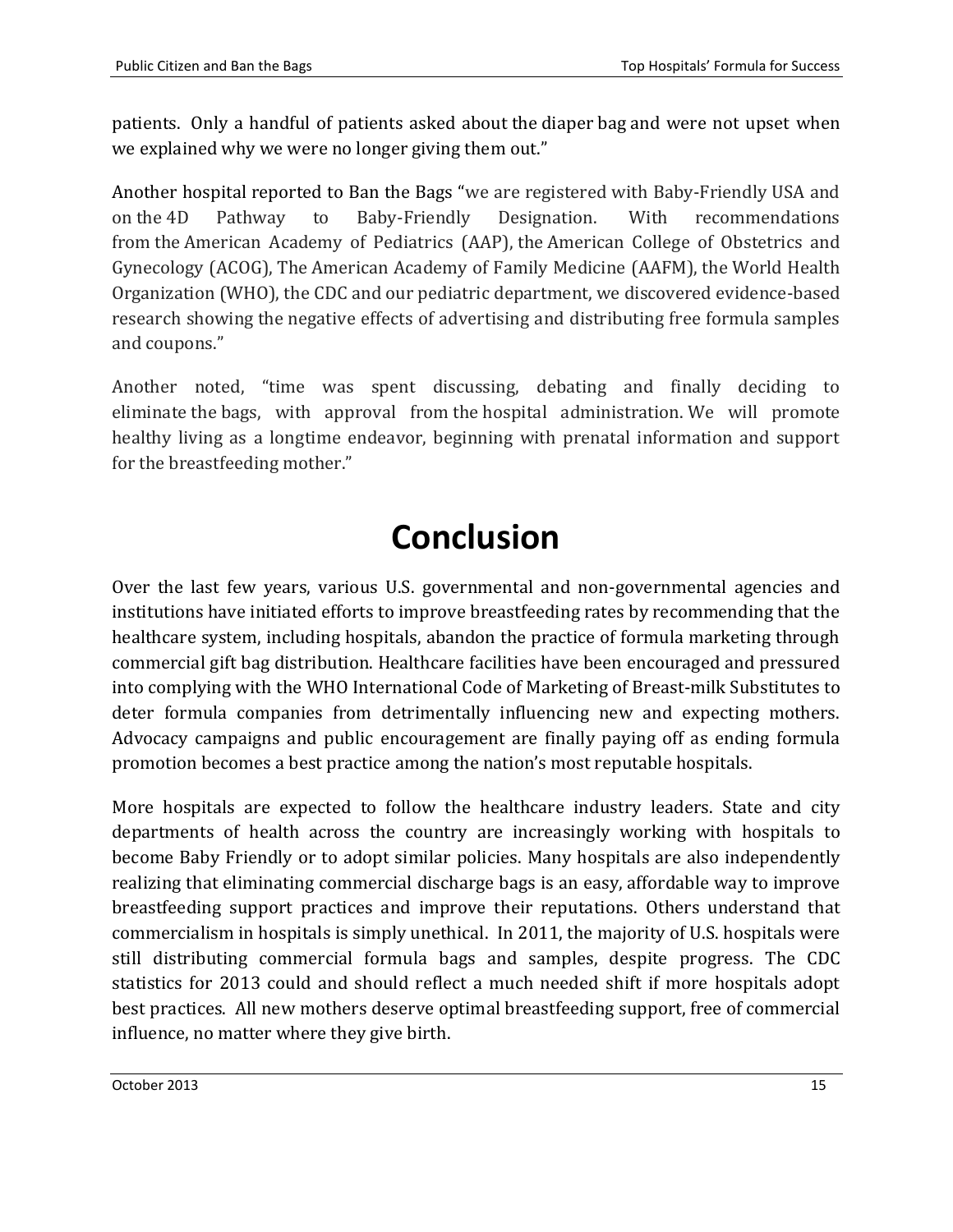patients. Only a handful of patients asked about the diaper bag and were not upset when we explained why we were no longer giving them out."

Another hospital reported to Ban the Bags "we are registered with Baby-Friendly USA and on the 4D Pathway to Baby-Friendly Designation. With recommendations from the American Academy of Pediatrics (AAP), the American College of Obstetrics and Gynecology (ACOG), The American Academy of Family Medicine (AAFM), the World Health Organization (WHO), the CDC and our pediatric department, we discovered evidence-based research showing the negative effects of advertising and distributing free formula samples and coupons."

Another noted, "time was spent discussing, debating and finally deciding to eliminate the bags, with approval from the hospital administration. We will promote healthy living as a longtime endeavor, beginning with prenatal information and support for the breastfeeding mother."

# Conclusion

Over the last few years, various U.S. governmental and non-governmental agencies and institutions have initiated efforts to improve breastfeeding rates by recommending that the healthcare system, including hospitals, abandon the practice of formula marketing through commercial gift bag distribution. Healthcare facilities have been encouraged and pressured into complying with the WHO International Code of Marketing of Breast-milk Substitutes to deter formula companies from detrimentally influencing new and expecting mothers. Advocacy campaigns and public encouragement are finally paying off as ending formula promotion becomes a best practice among the nation's most reputable hospitals.

More hospitals are expected to follow the healthcare industry leaders. State and city departments of health across the country are increasingly working with hospitals to become Baby Friendly or to adopt similar policies. Many hospitals are also independently realizing that eliminating commercial discharge bags is an easy, affordable way to improve breastfeeding support practices and improve their reputations. Others understand that commercialism in hospitals is simply unethical. In 2011, the majority of U.S. hospitals were still distributing commercial formula bags and samples, despite progress. The CDC statistics for 2013 could and should reflect a much needed shift if more hospitals adopt best practices. All new mothers deserve optimal breastfeeding support, free of commercial influence, no matter where they give birth.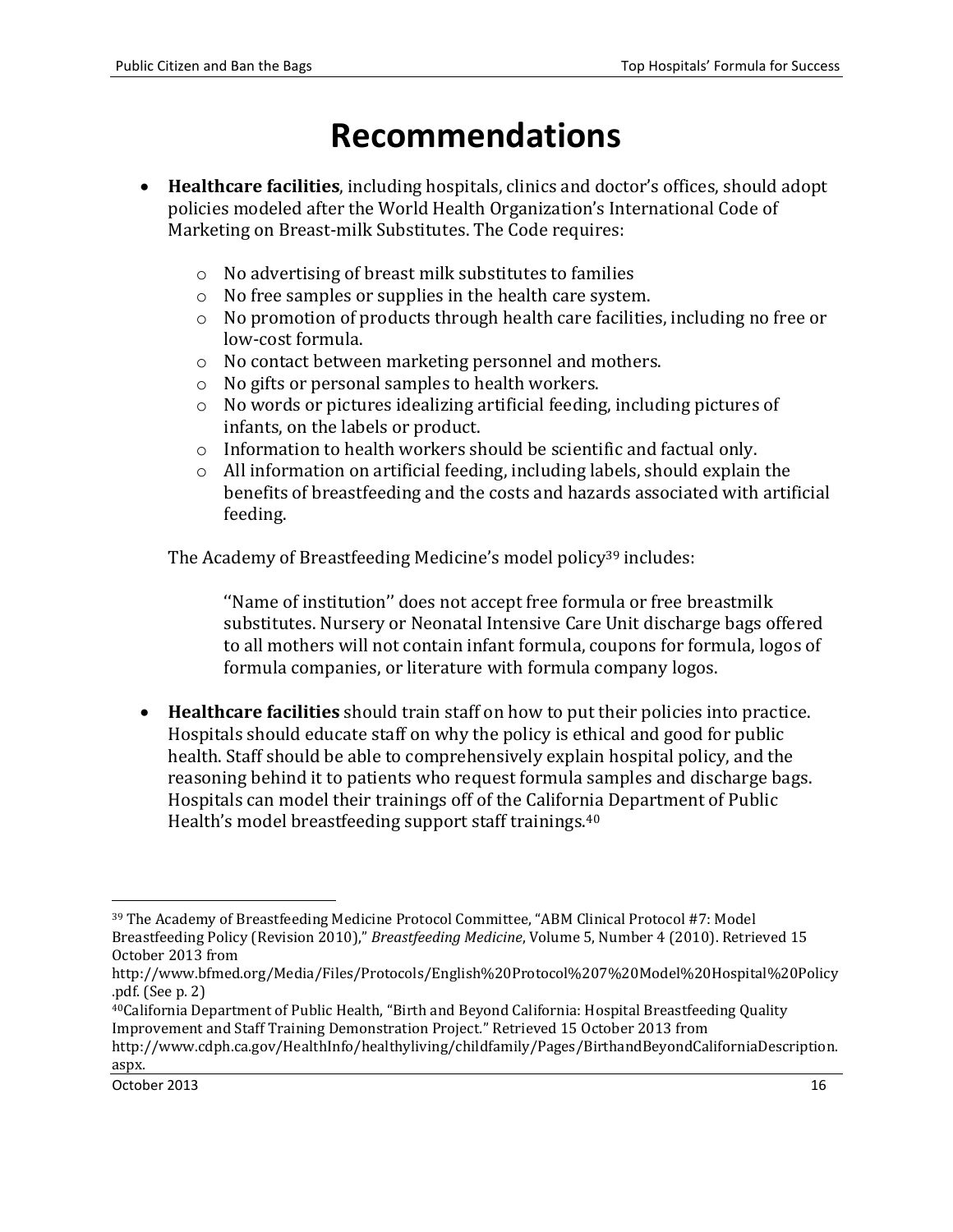# Recommendations

- **Healthcare facilities**, including hospitals, clinics and doctor's offices, should adopt policies modeled after the World Health Organization's International Code of Marketing on Breast-milk Substitutes. The Code requires:
  - No advertising of breast milk substitutes to families
  - No free samples or supplies in the health care system.
  - No promotion of products through health care facilities, including no free or low-cost formula.
  - No contact between marketing personnel and mothers.
  - No gifts or personal samples to health workers.
  - No words or pictures idealizing artificial feeding, including pictures of infants, on the labels or product.
  - Information to health workers should be scientific and factual only.
  - All information on artificial feeding, including labels, should explain the benefits of breastfeeding and the costs and hazards associated with artificial feeding.

  The Academy of Breastfeeding Medicine's model policy[39] includes:

  > ''Name of institution'' does not accept free formula or free breastmilk substitutes. Nursery or Neonatal Intensive Care Unit discharge bags offered to all mothers will not contain infant formula, coupons for formula, logos of formula companies, or literature with formula company logos.

- **Healthcare facilities** should train staff on how to put their policies into practice. Hospitals should educate staff on why the policy is ethical and good for public health. Staff should be able to comprehensively explain hospital policy, and the reasoning behind it to patients who request formula samples and discharge bags. Hospitals can model their trainings off of the California Department of Public Health's model breastfeeding support staff trainings.[40]

---

[39] The Academy of Breastfeeding Medicine Protocol Committee, "ABM Clinical Protocol #7: Model Breastfeeding Policy (Revision 2010)," *Breastfeeding Medicine*, Volume 5, Number 4 (2010). Retrieved 15 October 2013 from http://www.bfmed.org/Media/Files/Protocols/English%20Protocol%207%20Model%20Hospital%20Policy.pdf. (See p. 2)

[40] California Department of Public Health, "Birth and Beyond California: Hospital Breastfeeding Quality Improvement and Staff Training Demonstration Project." Retrieved 15 October 2013 from http://www.cdph.ca.gov/HealthInfo/healthyliving/childfamily/Pages/BirthandBeyondCaliforniaDescription.aspx.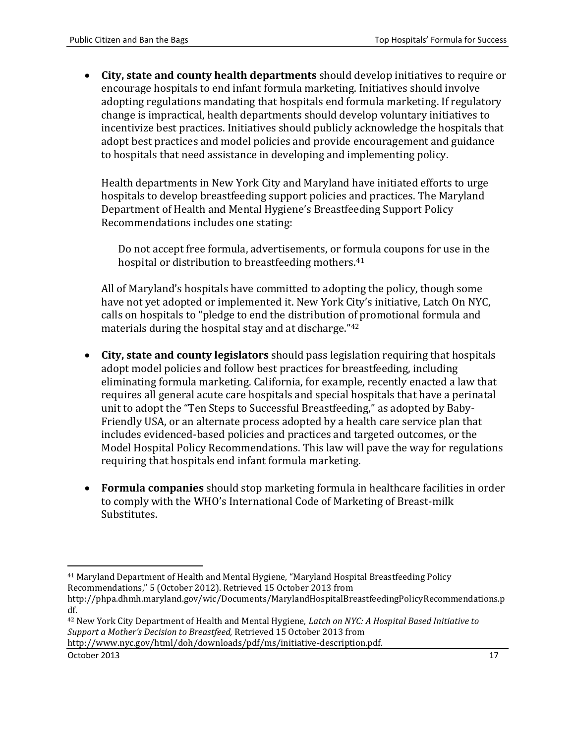- **City, state and county health departments** should develop initiatives to require or encourage hospitals to end infant formula marketing. Initiatives should involve adopting regulations mandating that hospitals end formula marketing. If regulatory change is impractical, health departments should develop voluntary initiatives to incentivize best practices. Initiatives should publicly acknowledge the hospitals that adopt best practices and model policies and provide encouragement and guidance to hospitals that need assistance in developing and implementing policy.

  Health departments in New York City and Maryland have initiated efforts to urge hospitals to develop breastfeeding support policies and practices. The Maryland Department of Health and Mental Hygiene's Breastfeeding Support Policy Recommendations includes one stating:

  > Do not accept free formula, advertisements, or formula coupons for use in the hospital or distribution to breastfeeding mothers.[41]

  All of Maryland's hospitals have committed to adopting the policy, though some have not yet adopted or implemented it. New York City's initiative, Latch On NYC, calls on hospitals to "pledge to end the distribution of promotional formula and materials during the hospital stay and at discharge."[42]

- **City, state and county legislators** should pass legislation requiring that hospitals adopt model policies and follow best practices for breastfeeding, including eliminating formula marketing. California, for example, recently enacted a law that requires all general acute care hospitals and special hospitals that have a perinatal unit to adopt the "Ten Steps to Successful Breastfeeding," as adopted by Baby-Friendly USA, or an alternate process adopted by a health care service plan that includes evidenced-based policies and practices and targeted outcomes, or the Model Hospital Policy Recommendations. This law will pave the way for regulations requiring that hospitals end infant formula marketing.

- **Formula companies** should stop marketing formula in healthcare facilities in order to comply with the WHO's International Code of Marketing of Breast-milk Substitutes.

---

[41] Maryland Department of Health and Mental Hygiene, "Maryland Hospital Breastfeeding Policy Recommendations," 5 (October 2012). Retrieved 15 October 2013 from http://phpa.dhmh.maryland.gov/wic/Documents/MarylandHospitalBreastfeedingPolicyRecommendations.pdf.

[42] New York City Department of Health and Mental Hygiene, *Latch on NYC: A Hospital Based Initiative to Support a Mother's Decision to Breastfeed,* Retrieved 15 October 2013 from http://www.nyc.gov/html/doh/downloads/pdf/ms/initiative-description.pdf.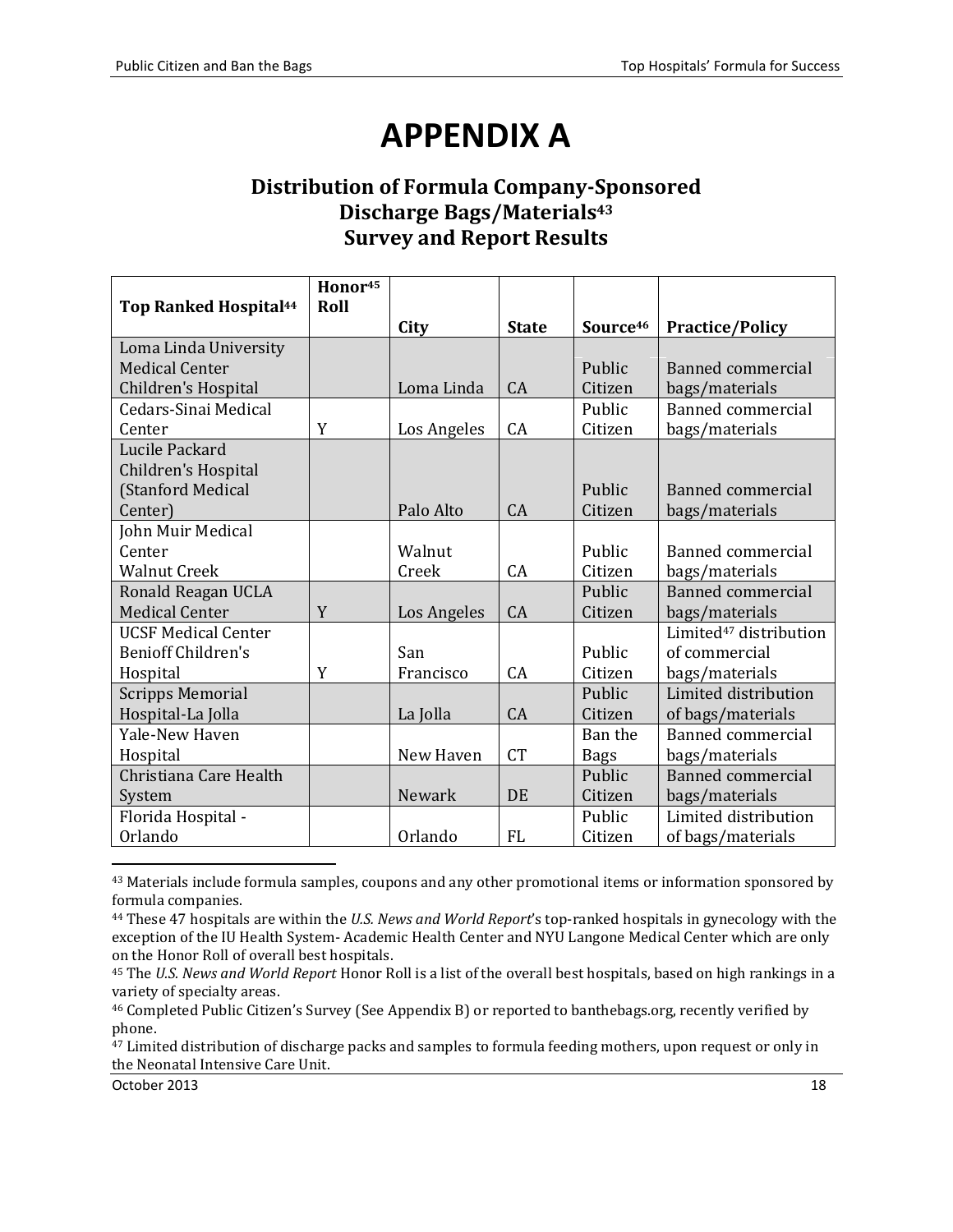# APPENDIX A

## Distribution of Formula Company-Sponsored Discharge Bags/Materials[43] Survey and Report Results

| Top Ranked Hospital[44] | Honor[45] Roll | City | State | Source[46] | Practice/Policy |
|---|---|---|---|---|---|
| Loma Linda University Medical Center Children's Hospital | | Loma Linda | CA | Public Citizen | Banned commercial bags/materials |
| Cedars-Sinai Medical Center | Y | Los Angeles | CA | Public Citizen | Banned commercial bags/materials |
| Lucile Packard Children's Hospital (Stanford Medical Center) | | Palo Alto | CA | Public Citizen | Banned commercial bags/materials |
| John Muir Medical Center Walnut Creek | | Walnut Creek | CA | Public Citizen | Banned commercial bags/materials |
| Ronald Reagan UCLA Medical Center | Y | Los Angeles | CA | Public Citizen | Banned commercial bags/materials |
| UCSF Medical Center Benioff Children's Hospital | Y | San Francisco | CA | Public Citizen | Limited[47] distribution of commercial bags/materials |
| Scripps Memorial Hospital-La Jolla | | La Jolla | CA | Public Citizen | Limited distribution of bags/materials |
| Yale-New Haven Hospital | | New Haven | CT | Ban the Bags | Banned commercial bags/materials |
| Christiana Care Health System | | Newark | DE | Public Citizen | Banned commercial bags/materials |
| Florida Hospital - Orlando | | Orlando | FL | Public Citizen | Limited distribution of bags/materials |

[43] Materials include formula samples, coupons and any other promotional items or information sponsored by formula companies.

[44] These 47 hospitals are within the *U.S. News and World Report*'s top-ranked hospitals in gynecology with the exception of the IU Health System- Academic Health Center and NYU Langone Medical Center which are only on the Honor Roll of overall best hospitals.

[45] The *U.S. News and World Report* Honor Roll is a list of the overall best hospitals, based on high rankings in a variety of specialty areas.

[46] Completed Public Citizen's Survey (See Appendix B) or reported to banthebags.org, recently verified by phone.

[47] Limited distribution of discharge packs and samples to formula feeding mothers, upon request or only in the Neonatal Intensive Care Unit.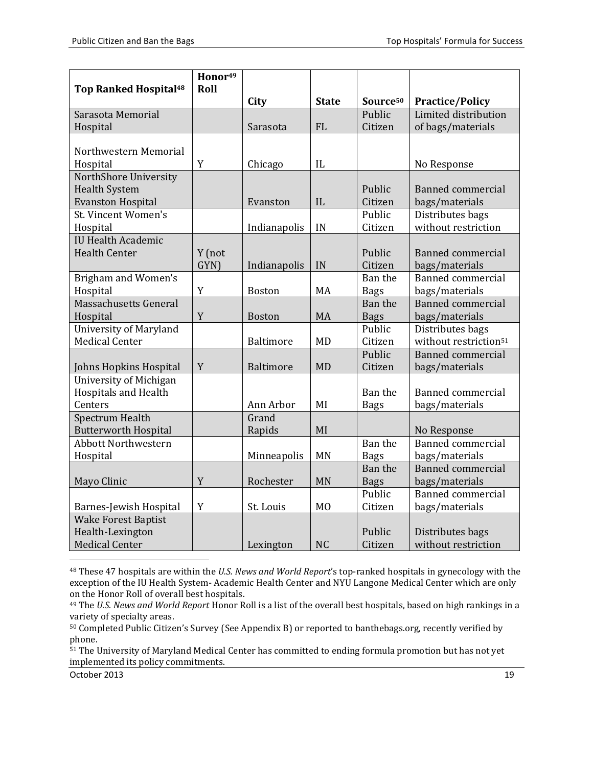| Top Ranked Hospital[48] | Honor[49] Roll | City | State | Source[50] | Practice/Policy |
|---|---|---|---|---|---|
| Sarasota Memorial Hospital | | Sarasota | FL | Public Citizen | Limited distribution of bags/materials |
| Northwestern Memorial Hospital | Y | Chicago | IL | | No Response |
| NorthShore University Health System Evanston Hospital | | Evanston | IL | Public Citizen | Banned commercial bags/materials |
| St. Vincent Women's Hospital | | Indianapolis | IN | Public Citizen | Distributes bags without restriction |
| IU Health Academic Health Center | Y (not GYN) | Indianapolis | IN | Public Citizen | Banned commercial bags/materials |
| Brigham and Women's Hospital | Y | Boston | MA | Ban the Bags | Banned commercial bags/materials |
| Massachusetts General Hospital | Y | Boston | MA | Ban the Bags | Banned commercial bags/materials |
| University of Maryland Medical Center | | Baltimore | MD | Public Citizen | Distributes bags without restriction[51] |
| Johns Hopkins Hospital | Y | Baltimore | MD | Public Citizen | Banned commercial bags/materials |
| University of Michigan Hospitals and Health Centers | | Ann Arbor | MI | Ban the Bags | Banned commercial bags/materials |
| Spectrum Health Butterworth Hospital | | Grand Rapids | MI | | No Response |
| Abbott Northwestern Hospital | | Minneapolis | MN | Ban the Bags | Banned commercial bags/materials |
| Mayo Clinic | Y | Rochester | MN | Ban the Bags | Banned commercial bags/materials |
| Barnes-Jewish Hospital | Y | St. Louis | MO | Public Citizen | Banned commercial bags/materials |
| Wake Forest Baptist Health-Lexington Medical Center | | Lexington | NC | Public Citizen | Distributes bags without restriction |

[48] These 47 hospitals are within the *U.S. News and World Report*'s top-ranked hospitals in gynecology with the exception of the IU Health System- Academic Health Center and NYU Langone Medical Center which are only on the Honor Roll of overall best hospitals.

[49] The *U.S. News and World Report* Honor Roll is a list of the overall best hospitals, based on high rankings in a variety of specialty areas.

[50] Completed Public Citizen's Survey (See Appendix B) or reported to banthebags.org, recently verified by phone.

[51] The University of Maryland Medical Center has committed to ending formula promotion but has not yet implemented its policy commitments.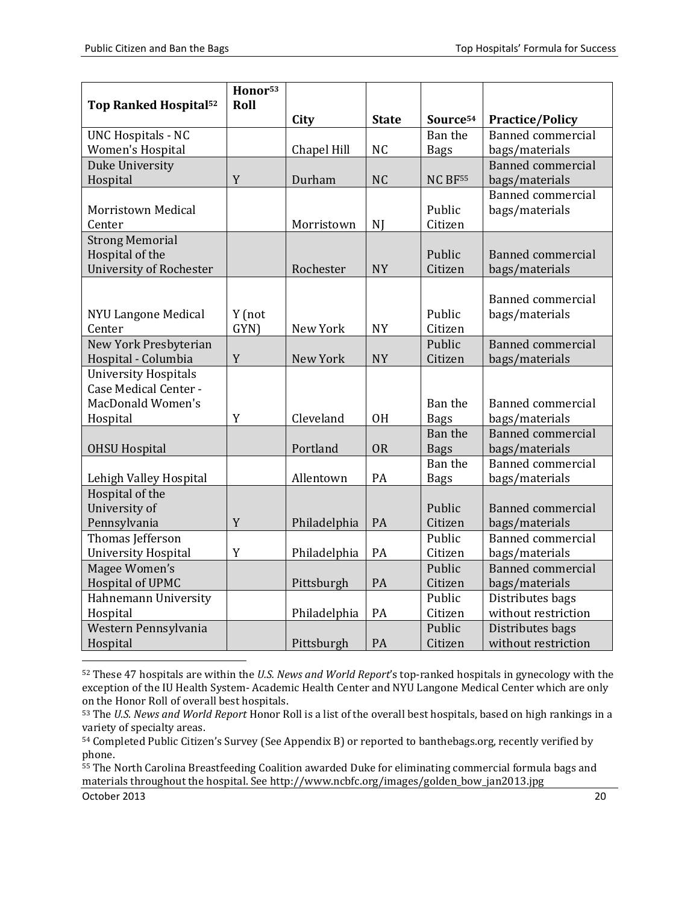| Top Ranked Hospital[52] | Honor[53] Roll | City | State | Source[54] | Practice/Policy |
|---|---|---|---|---|---|
| UNC Hospitals - NC Women's Hospital | | Chapel Hill | NC | Ban the Bags | Banned commercial bags/materials |
| Duke University Hospital | Y | Durham | NC | NC BF[55] | Banned commercial bags/materials |
| Morristown Medical Center | | Morristown | NJ | Public Citizen | Banned commercial bags/materials |
| Strong Memorial Hospital of the University of Rochester | | Rochester | NY | Public Citizen | Banned commercial bags/materials |
| NYU Langone Medical Center | Y (not GYN) | New York | NY | Public Citizen | Banned commercial bags/materials |
| New York Presbyterian Hospital - Columbia | Y | New York | NY | Public Citizen | Banned commercial bags/materials |
| University Hospitals Case Medical Center - MacDonald Women's Hospital | Y | Cleveland | OH | Ban the Bags | Banned commercial bags/materials |
| OHSU Hospital | | Portland | OR | Ban the Bags | Banned commercial bags/materials |
| Lehigh Valley Hospital | | Allentown | PA | Ban the Bags | Banned commercial bags/materials |
| Hospital of the University of Pennsylvania | Y | Philadelphia | PA | Public Citizen | Banned commercial bags/materials |
| Thomas Jefferson University Hospital | Y | Philadelphia | PA | Public Citizen | Banned commercial bags/materials |
| Magee Women's Hospital of UPMC | | Pittsburgh | PA | Public Citizen | Banned commercial bags/materials |
| Hahnemann University Hospital | | Philadelphia | PA | Public Citizen | Distributes bags without restriction |
| Western Pennsylvania Hospital | | Pittsburgh | PA | Public Citizen | Distributes bags without restriction |

[52] These 47 hospitals are within the *U.S. News and World Report*'s top-ranked hospitals in gynecology with the exception of the IU Health System- Academic Health Center and NYU Langone Medical Center which are only on the Honor Roll of overall best hospitals.

[53] The *U.S. News and World Report* Honor Roll is a list of the overall best hospitals, based on high rankings in a variety of specialty areas.

[54] Completed Public Citizen's Survey (See Appendix B) or reported to banthebags.org, recently verified by phone.

[55] The North Carolina Breastfeeding Coalition awarded Duke for eliminating commercial formula bags and materials throughout the hospital. See http://www.ncbfc.org/images/golden_bow_jan2013.jpg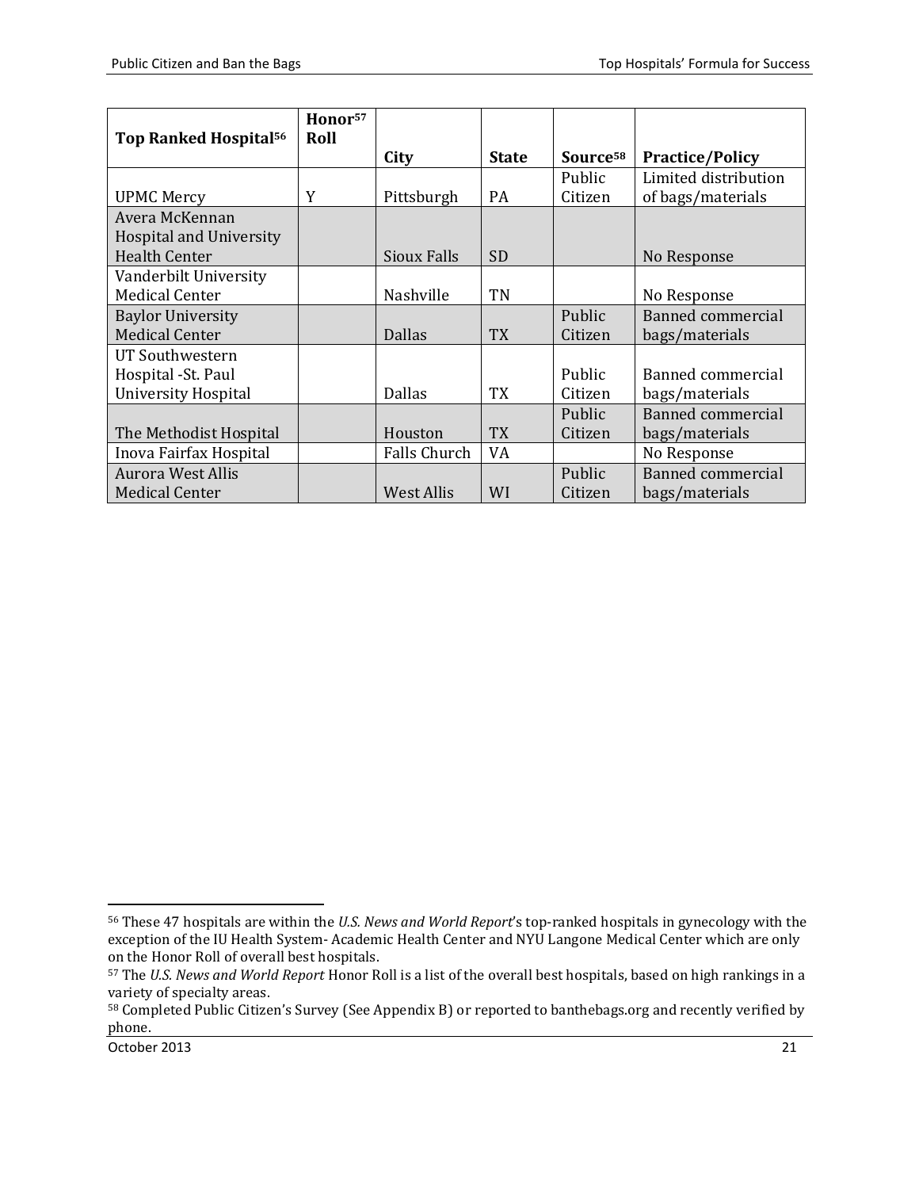| Top Ranked Hospital[56] | Honor[57] Roll | City | State | Source[58] | Practice/Policy |
|---|---|---|---|---|---|
| UPMC Mercy | Y | Pittsburgh | PA | Public Citizen | Limited distribution of bags/materials |
| Avera McKennan Hospital and University Health Center | | Sioux Falls | SD | | No Response |
| Vanderbilt University Medical Center | | Nashville | TN | | No Response |
| Baylor University Medical Center | | Dallas | TX | Public Citizen | Banned commercial bags/materials |
| UT Southwestern Hospital -St. Paul University Hospital | | Dallas | TX | Public Citizen | Banned commercial bags/materials |
| The Methodist Hospital | | Houston | TX | Public Citizen | Banned commercial bags/materials |
| Inova Fairfax Hospital | | Falls Church | VA | | No Response |
| Aurora West Allis Medical Center | | West Allis | WI | Public Citizen | Banned commercial bags/materials |

[56] These 47 hospitals are within the *U.S. News and World Report*'s top-ranked hospitals in gynecology with the exception of the IU Health System- Academic Health Center and NYU Langone Medical Center which are only on the Honor Roll of overall best hospitals.

[57] The *U.S. News and World Report* Honor Roll is a list of the overall best hospitals, based on high rankings in a variety of specialty areas.

[58] Completed Public Citizen's Survey (See Appendix B) or reported to banthebags.org and recently verified by phone.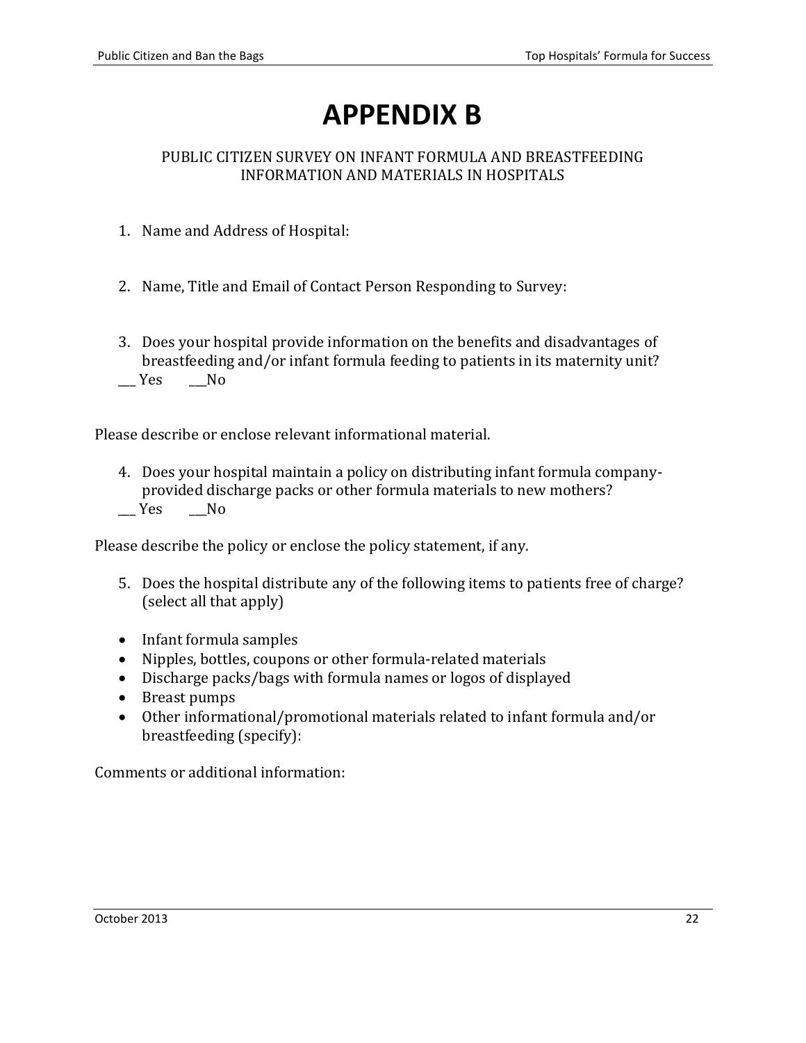# APPENDIX B

PUBLIC CITIZEN SURVEY ON INFANT FORMULA AND BREASTFEEDING INFORMATION AND MATERIALS IN HOSPITALS

1. Name and Address of Hospital:

2. Name, Title and Email of Contact Person Responding to Survey:

3. Does your hospital provide information on the benefits and disadvantages of breastfeeding and/or infant formula feeding to patients in its maternity unit?

___ Yes ___No

Please describe or enclose relevant informational material.

4. Does your hospital maintain a policy on distributing infant formula company-provided discharge packs or other formula materials to new mothers?

___ Yes ___No

Please describe the policy or enclose the policy statement, if any.

5. Does the hospital distribute any of the following items to patients free of charge? (select all that apply)

- Infant formula samples
- Nipples, bottles, coupons or other formula-related materials
- Discharge packs/bags with formula names or logos of displayed
- Breast pumps
- Other informational/promotional materials related to infant formula and/or breastfeeding (specify):

Comments or additional information: